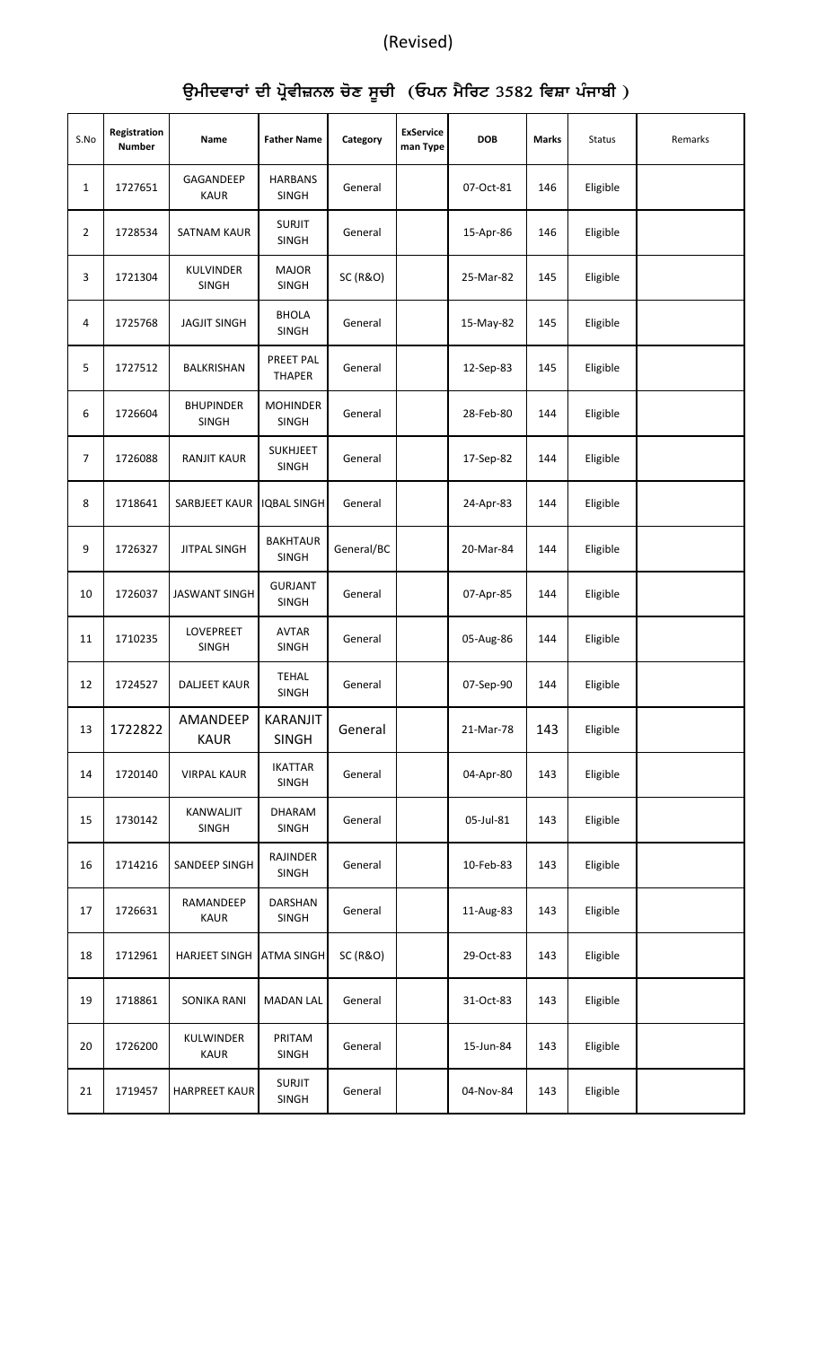(Revised)

# ਉਮੀਦਵਾਰਾਂ ਦੀ ਪ੍ਰੋਵੀਜ਼ਨਲ ਚੋਣ ਸੂਚੀ (ਓਪਨ ਮੈਰਿਟ 3582 ਵਿਸ਼ਾ ਪੰਜਾਬੀ )

| S.No | Registration Number | Name | Father Name | Category | ExService man Type | DOB | Marks | Status | Remarks |
|---|---|---|---|---|---|---|---|---|---|
| 1 | 1727651 | GAGANDEEP KAUR | HARBANS SINGH | General | | 07-Oct-81 | 146 | Eligible | |
| 2 | 1728534 | SATNAM KAUR | SURJIT SINGH | General | | 15-Apr-86 | 146 | Eligible | |
| 3 | 1721304 | KULVINDER SINGH | MAJOR SINGH | SC (R&O) | | 25-Mar-82 | 145 | Eligible | |
| 4 | 1725768 | JAGJIT SINGH | BHOLA SINGH | General | | 15-May-82 | 145 | Eligible | |
| 5 | 1727512 | BALKRISHAN | PREET PAL THAPER | General | | 12-Sep-83 | 145 | Eligible | |
| 6 | 1726604 | BHUPINDER SINGH | MOHINDER SINGH | General | | 28-Feb-80 | 144 | Eligible | |
| 7 | 1726088 | RANJIT KAUR | SUKHJEET SINGH | General | | 17-Sep-82 | 144 | Eligible | |
| 8 | 1718641 | SARBJEET KAUR | IQBAL SINGH | General | | 24-Apr-83 | 144 | Eligible | |
| 9 | 1726327 | JITPAL SINGH | BAKHTAUR SINGH | General/BC | | 20-Mar-84 | 144 | Eligible | |
| 10 | 1726037 | JASWANT SINGH | GURJANT SINGH | General | | 07-Apr-85 | 144 | Eligible | |
| 11 | 1710235 | LOVEPREET SINGH | AVTAR SINGH | General | | 05-Aug-86 | 144 | Eligible | |
| 12 | 1724527 | DALJEET KAUR | TEHAL SINGH | General | | 07-Sep-90 | 144 | Eligible | |
| 13 | 1722822 | AMANDEEP KAUR | KARANJIT SINGH | General | | 21-Mar-78 | 143 | Eligible | |
| 14 | 1720140 | VIRPAL KAUR | IKATTAR SINGH | General | | 04-Apr-80 | 143 | Eligible | |
| 15 | 1730142 | KANWALJIT SINGH | DHARAM SINGH | General | | 05-Jul-81 | 143 | Eligible | |
| 16 | 1714216 | SANDEEP SINGH | RAJINDER SINGH | General | | 10-Feb-83 | 143 | Eligible | |
| 17 | 1726631 | RAMANDEEP KAUR | DARSHAN SINGH | General | | 11-Aug-83 | 143 | Eligible | |
| 18 | 1712961 | HARJEET SINGH | ATMA SINGH | SC (R&O) | | 29-Oct-83 | 143 | Eligible | |
| 19 | 1718861 | SONIKA RANI | MADAN LAL | General | | 31-Oct-83 | 143 | Eligible | |
| 20 | 1726200 | KULWINDER KAUR | PRITAM SINGH | General | | 15-Jun-84 | 143 | Eligible | |
| 21 | 1719457 | HARPREET KAUR | SURJIT SINGH | General | | 04-Nov-84 | 143 | Eligible | |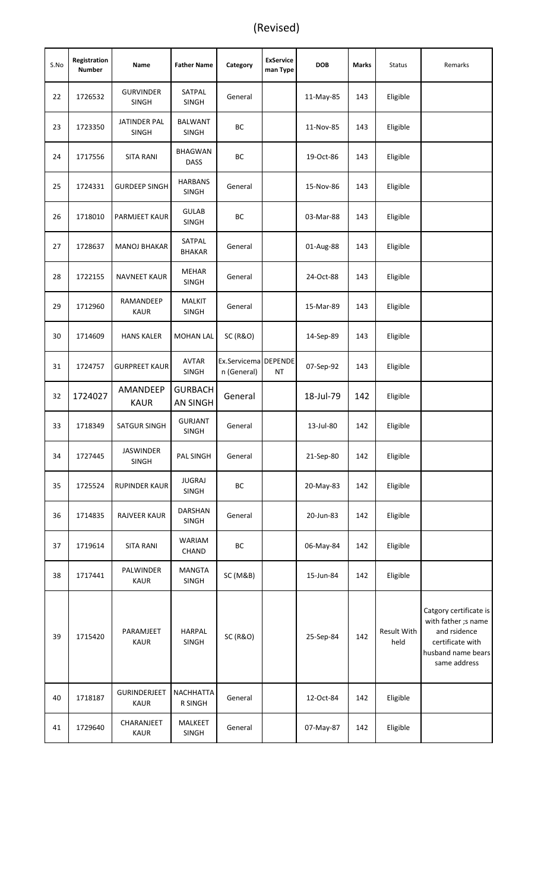(Revised)

| S.No | Registration Number | Name | Father Name | Category | ExService man Type | DOB | Marks | Status | Remarks |
|---|---|---|---|---|---|---|---|---|---|
| 22 | 1726532 | GURVINDER SINGH | SATPAL SINGH | General | | 11-May-85 | 143 | Eligible | |
| 23 | 1723350 | JATINDER PAL SINGH | BALWANT SINGH | BC | | 11-Nov-85 | 143 | Eligible | |
| 24 | 1717556 | SITA RANI | BHAGWAN DASS | BC | | 19-Oct-86 | 143 | Eligible | |
| 25 | 1724331 | GURDEEP SINGH | HARBANS SINGH | General | | 15-Nov-86 | 143 | Eligible | |
| 26 | 1718010 | PARMJEET KAUR | GULAB SINGH | BC | | 03-Mar-88 | 143 | Eligible | |
| 27 | 1728637 | MANOJ BHAKAR | SATPAL BHAKAR | General | | 01-Aug-88 | 143 | Eligible | |
| 28 | 1722155 | NAVNEET KAUR | MEHAR SINGH | General | | 24-Oct-88 | 143 | Eligible | |
| 29 | 1712960 | RAMANDEEP KAUR | MALKIT SINGH | General | | 15-Mar-89 | 143 | Eligible | |
| 30 | 1714609 | HANS KALER | MOHAN LAL | SC (R&O) | | 14-Sep-89 | 143 | Eligible | |
| 31 | 1724757 | GURPREET KAUR | AVTAR SINGH | Ex.Serviceman (General) | DEPENDENT | 07-Sep-92 | 143 | Eligible | |
| 32 | 1724027 | AMANDEEP KAUR | GURBACHAN SINGH | General | | 18-Jul-79 | 142 | Eligible | |
| 33 | 1718349 | SATGUR SINGH | GURJANT SINGH | General | | 13-Jul-80 | 142 | Eligible | |
| 34 | 1727445 | JASWINDER SINGH | PAL SINGH | General | | 21-Sep-80 | 142 | Eligible | |
| 35 | 1725524 | RUPINDER KAUR | JUGRAJ SINGH | BC | | 20-May-83 | 142 | Eligible | |
| 36 | 1714835 | RAJVEER KAUR | DARSHAN SINGH | General | | 20-Jun-83 | 142 | Eligible | |
| 37 | 1719614 | SITA RANI | WARIAM CHAND | BC | | 06-May-84 | 142 | Eligible | |
| 38 | 1717441 | PALWINDER KAUR | MANGTA SINGH | SC (M&B) | | 15-Jun-84 | 142 | Eligible | |
| 39 | 1715420 | PARAMJEET KAUR | HARPAL SINGH | SC (R&O) | | 25-Sep-84 | 142 | Result With held | Catgory certificate is with father ;s name and rsidence certificate with husband name bears same address |
| 40 | 1718187 | GURINDERJEET KAUR | NACHHATTAR SINGH | General | | 12-Oct-84 | 142 | Eligible | |
| 41 | 1729640 | CHARANJEET KAUR | MALKEET SINGH | General | | 07-May-87 | 142 | Eligible | |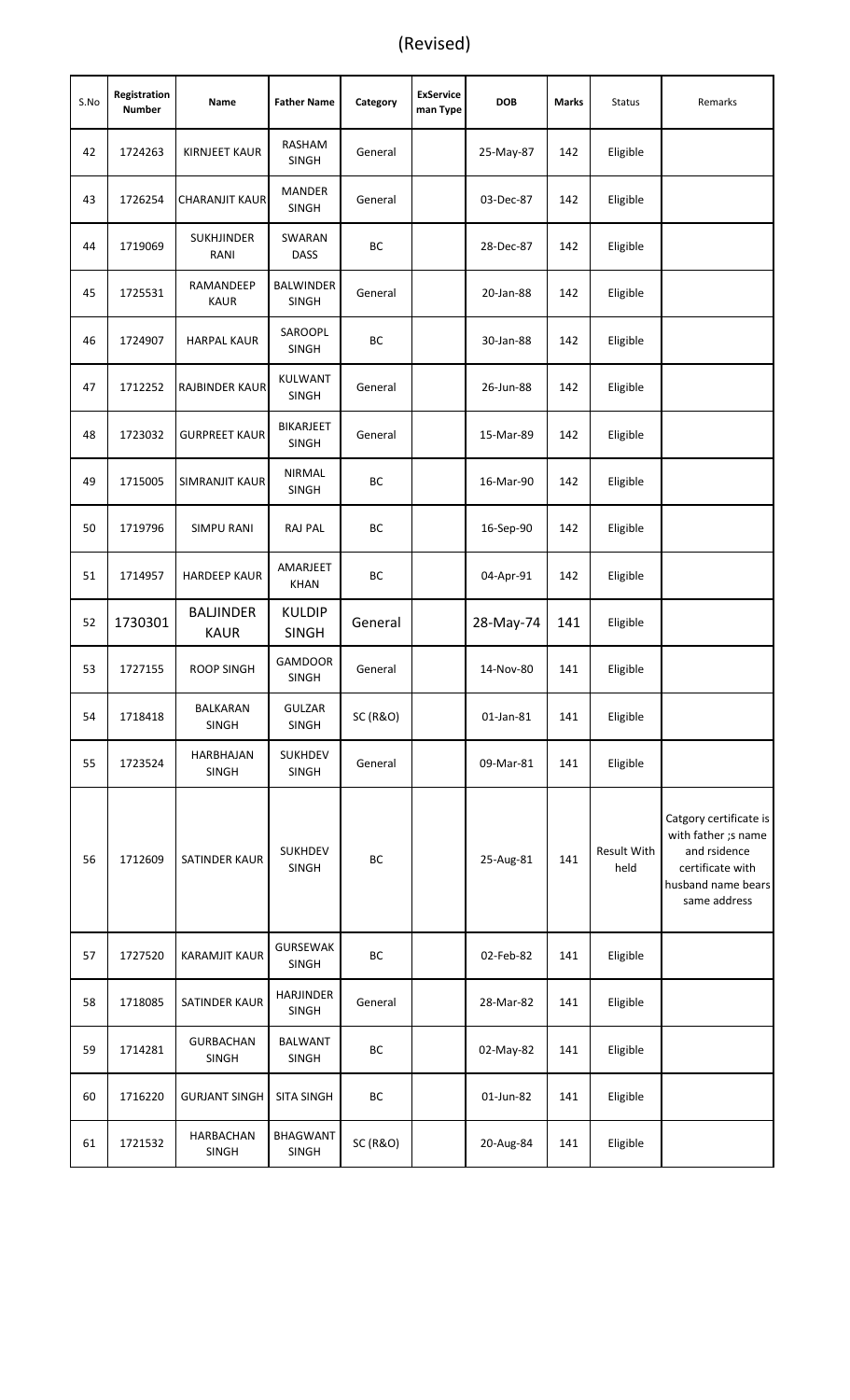(Revised)

| S.No | Registration Number | Name | Father Name | Category | ExService man Type | DOB | Marks | Status | Remarks |
|---|---|---|---|---|---|---|---|---|---|
| 42 | 1724263 | KIRNJEET KAUR | RASHAM SINGH | General | | 25-May-87 | 142 | Eligible | |
| 43 | 1726254 | CHARANJIT KAUR | MANDER SINGH | General | | 03-Dec-87 | 142 | Eligible | |
| 44 | 1719069 | SUKHJINDER RANI | SWARAN DASS | BC | | 28-Dec-87 | 142 | Eligible | |
| 45 | 1725531 | RAMANDEEP KAUR | BALWINDER SINGH | General | | 20-Jan-88 | 142 | Eligible | |
| 46 | 1724907 | HARPAL KAUR | SAROOPL SINGH | BC | | 30-Jan-88 | 142 | Eligible | |
| 47 | 1712252 | RAJBINDER KAUR | KULWANT SINGH | General | | 26-Jun-88 | 142 | Eligible | |
| 48 | 1723032 | GURPREET KAUR | BIKARJEET SINGH | General | | 15-Mar-89 | 142 | Eligible | |
| 49 | 1715005 | SIMRANJIT KAUR | NIRMAL SINGH | BC | | 16-Mar-90 | 142 | Eligible | |
| 50 | 1719796 | SIMPU RANI | RAJ PAL | BC | | 16-Sep-90 | 142 | Eligible | |
| 51 | 1714957 | HARDEEP KAUR | AMARJEET KHAN | BC | | 04-Apr-91 | 142 | Eligible | |
| 52 | 1730301 | BALJINDER KAUR | KULDIP SINGH | General | | 28-May-74 | 141 | Eligible | |
| 53 | 1727155 | ROOP SINGH | GAMDOOR SINGH | General | | 14-Nov-80 | 141 | Eligible | |
| 54 | 1718418 | BALKARAN SINGH | GULZAR SINGH | SC (R&O) | | 01-Jan-81 | 141 | Eligible | |
| 55 | 1723524 | HARBHAJAN SINGH | SUKHDEV SINGH | General | | 09-Mar-81 | 141 | Eligible | |
| 56 | 1712609 | SATINDER KAUR | SUKHDEV SINGH | BC | | 25-Aug-81 | 141 | Result With held | Catgory certificate is with father ;s name and rsidence certificate with husband name bears same address |
| 57 | 1727520 | KARAMJIT KAUR | GURSEWAK SINGH | BC | | 02-Feb-82 | 141 | Eligible | |
| 58 | 1718085 | SATINDER KAUR | HARJINDER SINGH | General | | 28-Mar-82 | 141 | Eligible | |
| 59 | 1714281 | GURBACHAN SINGH | BALWANT SINGH | BC | | 02-May-82 | 141 | Eligible | |
| 60 | 1716220 | GURJANT SINGH | SITA SINGH | BC | | 01-Jun-82 | 141 | Eligible | |
| 61 | 1721532 | HARBACHAN SINGH | BHAGWANT SINGH | SC (R&O) | | 20-Aug-84 | 141 | Eligible | |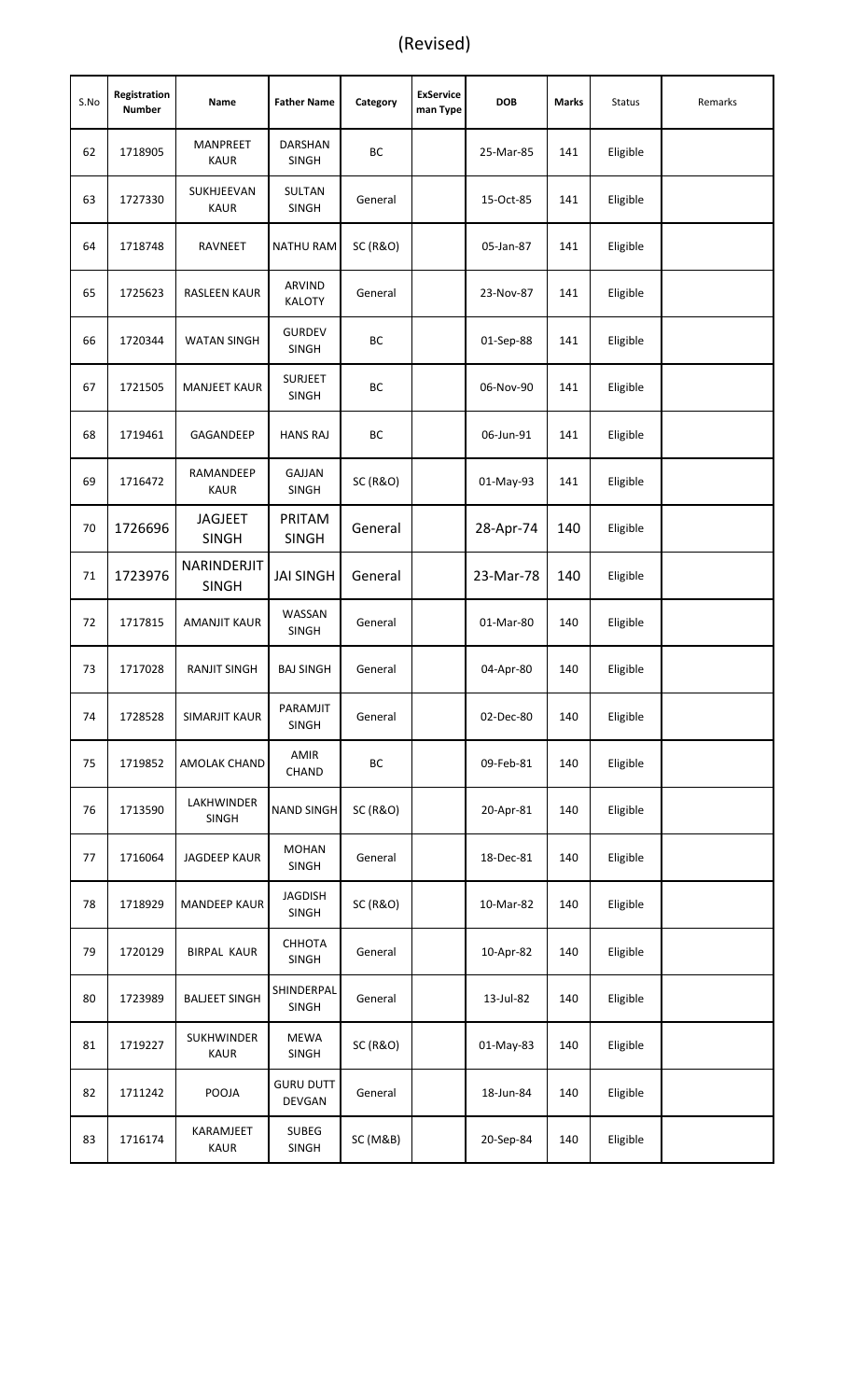(Revised)

| S.No | Registration Number | Name | Father Name | Category | ExService man Type | DOB | Marks | Status | Remarks |
|---|---|---|---|---|---|---|---|---|---|
| 62 | 1718905 | MANPREET KAUR | DARSHAN SINGH | BC | | 25-Mar-85 | 141 | Eligible | |
| 63 | 1727330 | SUKHJEEVAN KAUR | SULTAN SINGH | General | | 15-Oct-85 | 141 | Eligible | |
| 64 | 1718748 | RAVNEET | NATHU RAM | SC (R&O) | | 05-Jan-87 | 141 | Eligible | |
| 65 | 1725623 | RASLEEN KAUR | ARVIND KALOTY | General | | 23-Nov-87 | 141 | Eligible | |
| 66 | 1720344 | WATAN SINGH | GURDEV SINGH | BC | | 01-Sep-88 | 141 | Eligible | |
| 67 | 1721505 | MANJEET KAUR | SURJEET SINGH | BC | | 06-Nov-90 | 141 | Eligible | |
| 68 | 1719461 | GAGANDEEP | HANS RAJ | BC | | 06-Jun-91 | 141 | Eligible | |
| 69 | 1716472 | RAMANDEEP KAUR | GAJJAN SINGH | SC (R&O) | | 01-May-93 | 141 | Eligible | |
| 70 | 1726696 | JAGJEET SINGH | PRITAM SINGH | General | | 28-Apr-74 | 140 | Eligible | |
| 71 | 1723976 | NARINDERJIT SINGH | JAI SINGH | General | | 23-Mar-78 | 140 | Eligible | |
| 72 | 1717815 | AMANJIT KAUR | WASSAN SINGH | General | | 01-Mar-80 | 140 | Eligible | |
| 73 | 1717028 | RANJIT SINGH | BAJ SINGH | General | | 04-Apr-80 | 140 | Eligible | |
| 74 | 1728528 | SIMARJIT KAUR | PARAMJIT SINGH | General | | 02-Dec-80 | 140 | Eligible | |
| 75 | 1719852 | AMOLAK CHAND | AMIR CHAND | BC | | 09-Feb-81 | 140 | Eligible | |
| 76 | 1713590 | LAKHWINDER SINGH | NAND SINGH | SC (R&O) | | 20-Apr-81 | 140 | Eligible | |
| 77 | 1716064 | JAGDEEP KAUR | MOHAN SINGH | General | | 18-Dec-81 | 140 | Eligible | |
| 78 | 1718929 | MANDEEP KAUR | JAGDISH SINGH | SC (R&O) | | 10-Mar-82 | 140 | Eligible | |
| 79 | 1720129 | BIRPAL KAUR | CHHOTA SINGH | General | | 10-Apr-82 | 140 | Eligible | |
| 80 | 1723989 | BALJEET SINGH | SHINDERPAL SINGH | General | | 13-Jul-82 | 140 | Eligible | |
| 81 | 1719227 | SUKHWINDER KAUR | MEWA SINGH | SC (R&O) | | 01-May-83 | 140 | Eligible | |
| 82 | 1711242 | POOJA | GURU DUTT DEVGAN | General | | 18-Jun-84 | 140 | Eligible | |
| 83 | 1716174 | KARAMJEET KAUR | SUBEG SINGH | SC (M&B) | | 20-Sep-84 | 140 | Eligible | |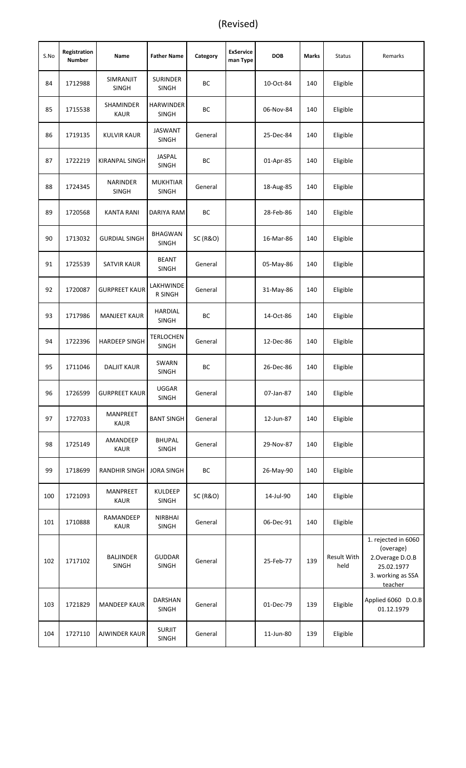(Revised)

| S.No | Registration Number | Name | Father Name | Category | ExService man Type | DOB | Marks | Status | Remarks |
|---|---|---|---|---|---|---|---|---|---|
| 84 | 1712988 | SIMRANJIT SINGH | SURINDER SINGH | BC | | 10-Oct-84 | 140 | Eligible | |
| 85 | 1715538 | SHAMINDER KAUR | HARWINDER SINGH | BC | | 06-Nov-84 | 140 | Eligible | |
| 86 | 1719135 | KULVIR KAUR | JASWANT SINGH | General | | 25-Dec-84 | 140 | Eligible | |
| 87 | 1722219 | KIRANPAL SINGH | JASPAL SINGH | BC | | 01-Apr-85 | 140 | Eligible | |
| 88 | 1724345 | NARINDER SINGH | MUKHTIAR SINGH | General | | 18-Aug-85 | 140 | Eligible | |
| 89 | 1720568 | KANTA RANI | DARIYA RAM | BC | | 28-Feb-86 | 140 | Eligible | |
| 90 | 1713032 | GURDIAL SINGH | BHAGWAN SINGH | SC (R&O) | | 16-Mar-86 | 140 | Eligible | |
| 91 | 1725539 | SATVIR KAUR | BEANT SINGH | General | | 05-May-86 | 140 | Eligible | |
| 92 | 1720087 | GURPREET KAUR | LAKHWINDE R SINGH | General | | 31-May-86 | 140 | Eligible | |
| 93 | 1717986 | MANJEET KAUR | HARDIAL SINGH | BC | | 14-Oct-86 | 140 | Eligible | |
| 94 | 1722396 | HARDEEP SINGH | TERLOCHEN SINGH | General | | 12-Dec-86 | 140 | Eligible | |
| 95 | 1711046 | DALJIT KAUR | SWARN SINGH | BC | | 26-Dec-86 | 140 | Eligible | |
| 96 | 1726599 | GURPREET KAUR | UGGAR SINGH | General | | 07-Jan-87 | 140 | Eligible | |
| 97 | 1727033 | MANPREET KAUR | BANT SINGH | General | | 12-Jun-87 | 140 | Eligible | |
| 98 | 1725149 | AMANDEEP KAUR | BHUPAL SINGH | General | | 29-Nov-87 | 140 | Eligible | |
| 99 | 1718699 | RANDHIR SINGH | JORA SINGH | BC | | 26-May-90 | 140 | Eligible | |
| 100 | 1721093 | MANPREET KAUR | KULDEEP SINGH | SC (R&O) | | 14-Jul-90 | 140 | Eligible | |
| 101 | 1710888 | RAMANDEEP KAUR | NIRBHAI SINGH | General | | 06-Dec-91 | 140 | Eligible | |
| 102 | 1717102 | BALJINDER SINGH | GUDDAR SINGH | General | | 25-Feb-77 | 139 | Result With held | 1. rejected in 6060 (overage) 2.Overage D.O.B 25.02.1977 3. working as SSA teacher |
| 103 | 1721829 | MANDEEP KAUR | DARSHAN SINGH | General | | 01-Dec-79 | 139 | Eligible | Applied 6060 D.O.B 01.12.1979 |
| 104 | 1727110 | AJWINDER KAUR | SURJIT SINGH | General | | 11-Jun-80 | 139 | Eligible | |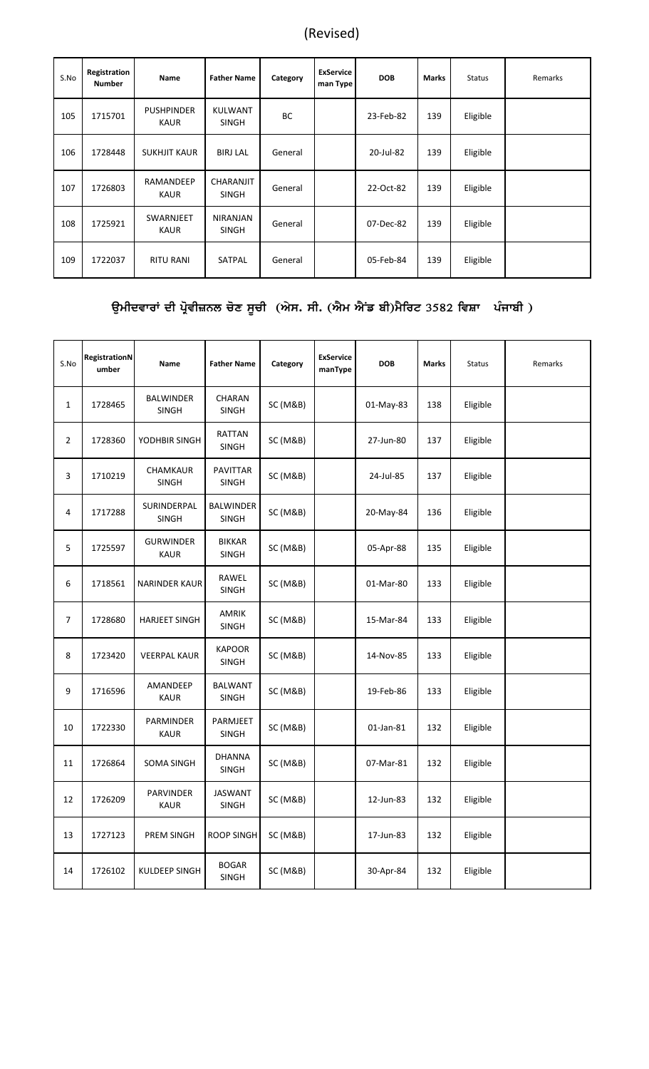(Revised)

| S.No | Registration Number | Name | Father Name | Category | ExService man Type | DOB | Marks | Status | Remarks |
|---|---|---|---|---|---|---|---|---|---|
| 105 | 1715701 | PUSHPINDER KAUR | KULWANT SINGH | BC | | 23-Feb-82 | 139 | Eligible | |
| 106 | 1728448 | SUKHJIT KAUR | BIRJ LAL | General | | 20-Jul-82 | 139 | Eligible | |
| 107 | 1726803 | RAMANDEEP KAUR | CHARANJIT SINGH | General | | 22-Oct-82 | 139 | Eligible | |
| 108 | 1725921 | SWARNJEET KAUR | NIRANJAN SINGH | General | | 07-Dec-82 | 139 | Eligible | |
| 109 | 1722037 | RITU RANI | SATPAL | General | | 05-Feb-84 | 139 | Eligible | |

## ਉਮੀਦਵਾਰਾਂ ਦੀ ਪ੍ਰੋਵੀਜ਼ਨਲ ਚੋਣ ਸੂਚੀ (ਐਸ. ਸੀ. (ਐਮ ਐਂਡ ਬੀ)ਮੈਰਿਟ 3582 ਵਿਸ਼ਾ ਪੰਜਾਬੀ )

| S.No | RegistrationNumber | Name | Father Name | Category | ExService manType | DOB | Marks | Status | Remarks |
|---|---|---|---|---|---|---|---|---|---|
| 1 | 1728465 | BALWINDER SINGH | CHARAN SINGH | SC (M&B) | | 01-May-83 | 138 | Eligible | |
| 2 | 1728360 | YODHBIR SINGH | RATTAN SINGH | SC (M&B) | | 27-Jun-80 | 137 | Eligible | |
| 3 | 1710219 | CHAMKAUR SINGH | PAVITTAR SINGH | SC (M&B) | | 24-Jul-85 | 137 | Eligible | |
| 4 | 1717288 | SURINDERPAL SINGH | BALWINDER SINGH | SC (M&B) | | 20-May-84 | 136 | Eligible | |
| 5 | 1725597 | GURWINDER KAUR | BIKKAR SINGH | SC (M&B) | | 05-Apr-88 | 135 | Eligible | |
| 6 | 1718561 | NARINDER KAUR | RAWEL SINGH | SC (M&B) | | 01-Mar-80 | 133 | Eligible | |
| 7 | 1728680 | HARJEET SINGH | AMRIK SINGH | SC (M&B) | | 15-Mar-84 | 133 | Eligible | |
| 8 | 1723420 | VEERPAL KAUR | KAPOOR SINGH | SC (M&B) | | 14-Nov-85 | 133 | Eligible | |
| 9 | 1716596 | AMANDEEP KAUR | BALWANT SINGH | SC (M&B) | | 19-Feb-86 | 133 | Eligible | |
| 10 | 1722330 | PARMINDER KAUR | PARMJEET SINGH | SC (M&B) | | 01-Jan-81 | 132 | Eligible | |
| 11 | 1726864 | SOMA SINGH | DHANNA SINGH | SC (M&B) | | 07-Mar-81 | 132 | Eligible | |
| 12 | 1726209 | PARVINDER KAUR | JASWANT SINGH | SC (M&B) | | 12-Jun-83 | 132 | Eligible | |
| 13 | 1727123 | PREM SINGH | ROOP SINGH | SC (M&B) | | 17-Jun-83 | 132 | Eligible | |
| 14 | 1726102 | KULDEEP SINGH | BOGAR SINGH | SC (M&B) | | 30-Apr-84 | 132 | Eligible | |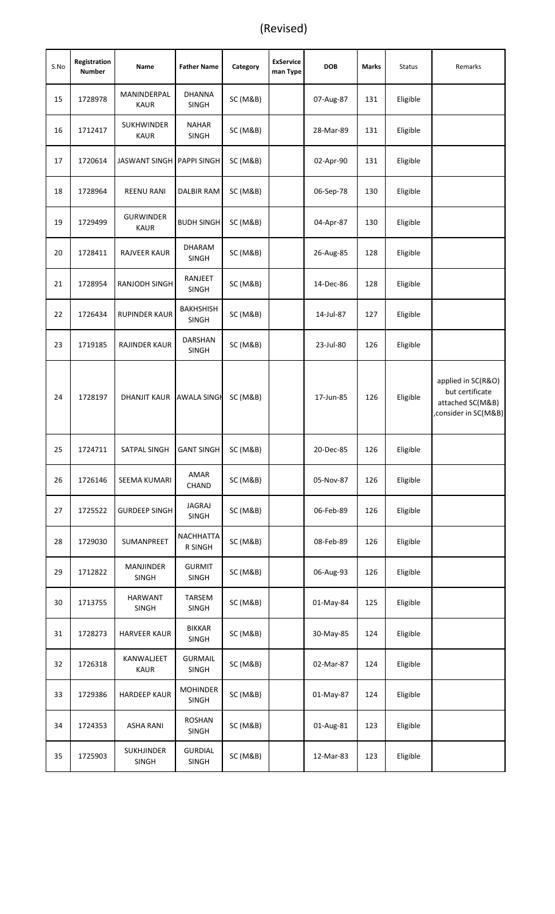(Revised)

| S.No | Registration Number | Name | Father Name | Category | ExService man Type | DOB | Marks | Status | Remarks |
|---|---|---|---|---|---|---|---|---|---|
| 15 | 1728978 | MANINDERPAL KAUR | DHANNA SINGH | SC (M&B) | | 07-Aug-87 | 131 | Eligible | |
| 16 | 1712417 | SUKHWINDER KAUR | NAHAR SINGH | SC (M&B) | | 28-Mar-89 | 131 | Eligible | |
| 17 | 1720614 | JASWANT SINGH | PAPPI SINGH | SC (M&B) | | 02-Apr-90 | 131 | Eligible | |
| 18 | 1728964 | REENU RANI | DALBIR RAM | SC (M&B) | | 06-Sep-78 | 130 | Eligible | |
| 19 | 1729499 | GURWINDER KAUR | BUDH SINGH | SC (M&B) | | 04-Apr-87 | 130 | Eligible | |
| 20 | 1728411 | RAJVEER KAUR | DHARAM SINGH | SC (M&B) | | 26-Aug-85 | 128 | Eligible | |
| 21 | 1728954 | RANJODH SINGH | RANJEET SINGH | SC (M&B) | | 14-Dec-86 | 128 | Eligible | |
| 22 | 1726434 | RUPINDER KAUR | BAKHSHISH SINGH | SC (M&B) | | 14-Jul-87 | 127 | Eligible | |
| 23 | 1719185 | RAJINDER KAUR | DARSHAN SINGH | SC (M&B) | | 23-Jul-80 | 126 | Eligible | |
| 24 | 1728197 | DHANJIT KAUR | AWALA SINGH | SC (M&B) | | 17-Jun-85 | 126 | Eligible | applied in SC(R&O) but certificate attached SC(M&B) ,consider in SC(M&B) |
| 25 | 1724711 | SATPAL SINGH | GANT SINGH | SC (M&B) | | 20-Dec-85 | 126 | Eligible | |
| 26 | 1726146 | SEEMA KUMARI | AMAR CHAND | SC (M&B) | | 05-Nov-87 | 126 | Eligible | |
| 27 | 1725522 | GURDEEP SINGH | JAGRAJ SINGH | SC (M&B) | | 06-Feb-89 | 126 | Eligible | |
| 28 | 1729030 | SUMANPREET | NACHHATTAR SINGH | SC (M&B) | | 08-Feb-89 | 126 | Eligible | |
| 29 | 1712822 | MANJINDER SINGH | GURMIT SINGH | SC (M&B) | | 06-Aug-93 | 126 | Eligible | |
| 30 | 1713755 | HARWANT SINGH | TARSEM SINGH | SC (M&B) | | 01-May-84 | 125 | Eligible | |
| 31 | 1728273 | HARVEER KAUR | BIKKAR SINGH | SC (M&B) | | 30-May-85 | 124 | Eligible | |
| 32 | 1726318 | KANWALJEET KAUR | GURMAIL SINGH | SC (M&B) | | 02-Mar-87 | 124 | Eligible | |
| 33 | 1729386 | HARDEEP KAUR | MOHINDER SINGH | SC (M&B) | | 01-May-87 | 124 | Eligible | |
| 34 | 1724353 | ASHA RANI | ROSHAN SINGH | SC (M&B) | | 01-Aug-81 | 123 | Eligible | |
| 35 | 1725903 | SUKHJINDER SINGH | GURDIAL SINGH | SC (M&B) | | 12-Mar-83 | 123 | Eligible | |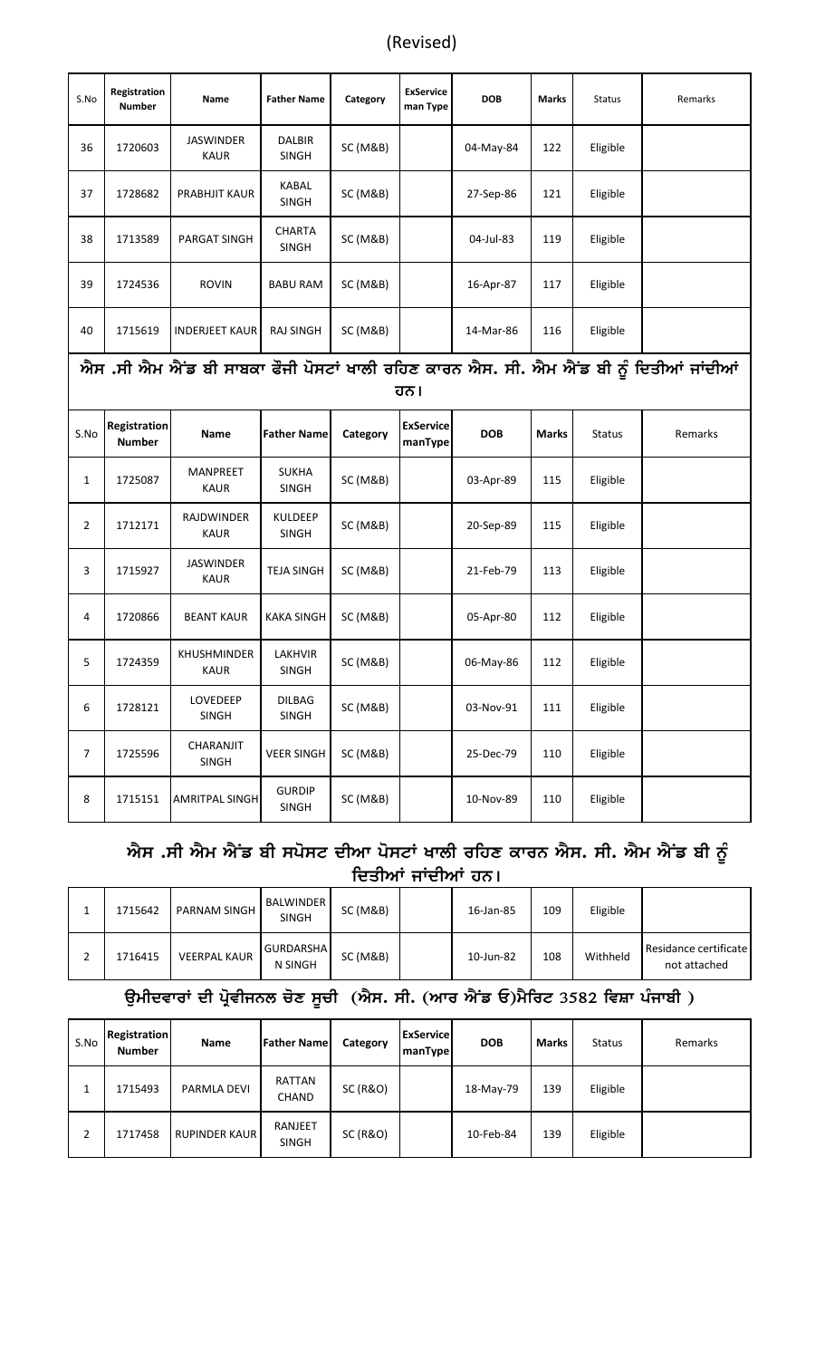(Revised)

| S.No | Registration Number | Name | Father Name | Category | ExService man Type | DOB | Marks | Status | Remarks |
|---|---|---|---|---|---|---|---|---|---|
| 36 | 1720603 | JASWINDER KAUR | DALBIR SINGH | SC (M&B) | | 04-May-84 | 122 | Eligible | |
| 37 | 1728682 | PRABHJIT KAUR | KABAL SINGH | SC (M&B) | | 27-Sep-86 | 121 | Eligible | |
| 38 | 1713589 | PARGAT SINGH | CHARTA SINGH | SC (M&B) | | 04-Jul-83 | 119 | Eligible | |
| 39 | 1724536 | ROVIN | BABU RAM | SC (M&B) | | 16-Apr-87 | 117 | Eligible | |
| 40 | 1715619 | INDERJEET KAUR | RAJ SINGH | SC (M&B) | | 14-Mar-86 | 116 | Eligible | |

## ਐਸ .ਸੀ ਐਮ ਐਂਡ ਬੀ ਸਾਬਕਾ ਫੌਜੀ ਪੋਸਟਾਂ ਖਾਲੀ ਰਹਿਣ ਕਾਰਨ ਐਸ. ਸੀ. ਐਮ ਐਂਡ ਬੀ ਨੂੰ ਦਿਤੀਆਂ ਜਾਂਦੀਆਂ ਹਨ।

| S.No | Registration Number | Name | Father Name | Category | ExService manType | DOB | Marks | Status | Remarks |
|---|---|---|---|---|---|---|---|---|---|
| 1 | 1725087 | MANPREET KAUR | SUKHA SINGH | SC (M&B) | | 03-Apr-89 | 115 | Eligible | |
| 2 | 1712171 | RAJDWINDER KAUR | KULDEEP SINGH | SC (M&B) | | 20-Sep-89 | 115 | Eligible | |
| 3 | 1715927 | JASWINDER KAUR | TEJA SINGH | SC (M&B) | | 21-Feb-79 | 113 | Eligible | |
| 4 | 1720866 | BEANT KAUR | KAKA SINGH | SC (M&B) | | 05-Apr-80 | 112 | Eligible | |
| 5 | 1724359 | KHUSHMINDER KAUR | LAKHVIR SINGH | SC (M&B) | | 06-May-86 | 112 | Eligible | |
| 6 | 1728121 | LOVEDEEP SINGH | DILBAG SINGH | SC (M&B) | | 03-Nov-91 | 111 | Eligible | |
| 7 | 1725596 | CHARANJIT SINGH | VEER SINGH | SC (M&B) | | 25-Dec-79 | 110 | Eligible | |
| 8 | 1715151 | AMRITPAL SINGH | GURDIP SINGH | SC (M&B) | | 10-Nov-89 | 110 | Eligible | |

## ਐਸ .ਸੀ ਐਮ ਐਂਡ ਬੀ ਸਪੋਸਟ ਦੀਆ ਪੋਸਟਾਂ ਖਾਲੀ ਰਹਿਣ ਕਾਰਨ ਐਸ. ਸੀ. ਐਮ ਐਂਡ ਬੀ ਨੂੰ ਦਿਤੀਆਂ ਜਾਂਦੀਆਂ ਹਨ।

| | | | | | | | | | |
|---|---|---|---|---|---|---|---|---|---|
| 1 | 1715642 | PARNAM SINGH | BALWINDER SINGH | SC (M&B) | | 16-Jan-85 | 109 | Eligible | |
| 2 | 1716415 | VEERPAL KAUR | GURDARSHAN SINGH | SC (M&B) | | 10-Jun-82 | 108 | Withheld | Residance certificate not attached |

## ਉਮੀਦਵਾਰਾਂ ਦੀ ਪ੍ਰੋਵੀਜਨਲ ਚੋਣ ਸੂਚੀ (ਐਸ. ਸੀ. (ਆਰ ਐਂਡ ਓ)ਮੈਰਿਟ 3582 ਵਿਸ਼ਾ ਪੰਜਾਬੀ )

| S.No | Registration Number | Name | Father Name | Category | ExService manType | DOB | Marks | Status | Remarks |
|---|---|---|---|---|---|---|---|---|---|
| 1 | 1715493 | PARMLA DEVI | RATTAN CHAND | SC (R&O) | | 18-May-79 | 139 | Eligible | |
| 2 | 1717458 | RUPINDER KAUR | RANJEET SINGH | SC (R&O) | | 10-Feb-84 | 139 | Eligible | |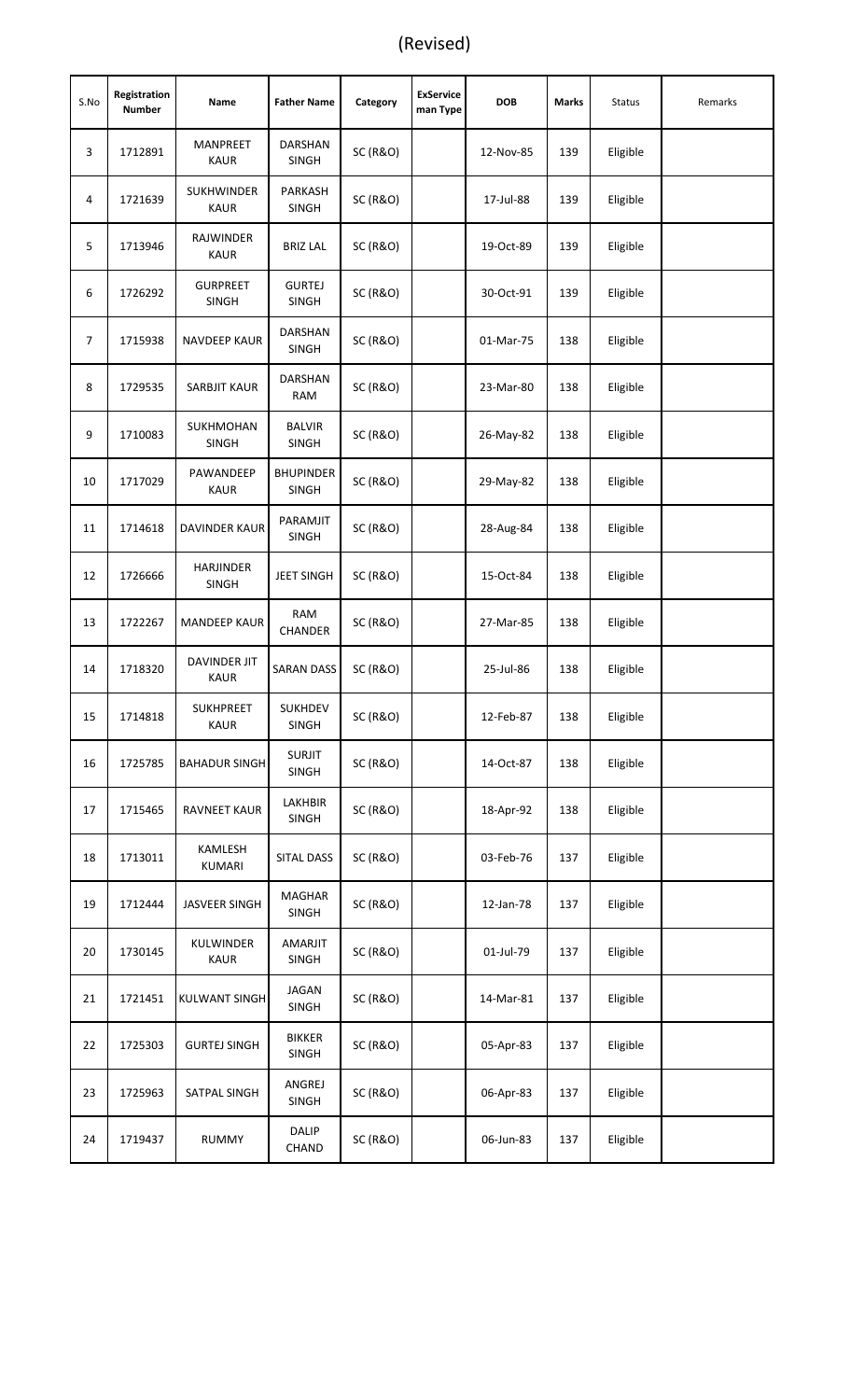(Revised)

| S.No | Registration Number | Name | Father Name | Category | ExService man Type | DOB | Marks | Status | Remarks |
|---|---|---|---|---|---|---|---|---|---|
| 3 | 1712891 | MANPREET KAUR | DARSHAN SINGH | SC (R&O) | | 12-Nov-85 | 139 | Eligible | |
| 4 | 1721639 | SUKHWINDER KAUR | PARKASH SINGH | SC (R&O) | | 17-Jul-88 | 139 | Eligible | |
| 5 | 1713946 | RAJWINDER KAUR | BRIZ LAL | SC (R&O) | | 19-Oct-89 | 139 | Eligible | |
| 6 | 1726292 | GURPREET SINGH | GURTEJ SINGH | SC (R&O) | | 30-Oct-91 | 139 | Eligible | |
| 7 | 1715938 | NAVDEEP KAUR | DARSHAN SINGH | SC (R&O) | | 01-Mar-75 | 138 | Eligible | |
| 8 | 1729535 | SARBJIT KAUR | DARSHAN RAM | SC (R&O) | | 23-Mar-80 | 138 | Eligible | |
| 9 | 1710083 | SUKHMOHAN SINGH | BALVIR SINGH | SC (R&O) | | 26-May-82 | 138 | Eligible | |
| 10 | 1717029 | PAWANDEEP KAUR | BHUPINDER SINGH | SC (R&O) | | 29-May-82 | 138 | Eligible | |
| 11 | 1714618 | DAVINDER KAUR | PARAMJIT SINGH | SC (R&O) | | 28-Aug-84 | 138 | Eligible | |
| 12 | 1726666 | HARJINDER SINGH | JEET SINGH | SC (R&O) | | 15-Oct-84 | 138 | Eligible | |
| 13 | 1722267 | MANDEEP KAUR | RAM CHANDER | SC (R&O) | | 27-Mar-85 | 138 | Eligible | |
| 14 | 1718320 | DAVINDER JIT KAUR | SARAN DASS | SC (R&O) | | 25-Jul-86 | 138 | Eligible | |
| 15 | 1714818 | SUKHPREET KAUR | SUKHDEV SINGH | SC (R&O) | | 12-Feb-87 | 138 | Eligible | |
| 16 | 1725785 | BAHADUR SINGH | SURJIT SINGH | SC (R&O) | | 14-Oct-87 | 138 | Eligible | |
| 17 | 1715465 | RAVNEET KAUR | LAKHBIR SINGH | SC (R&O) | | 18-Apr-92 | 138 | Eligible | |
| 18 | 1713011 | KAMLESH KUMARI | SITAL DASS | SC (R&O) | | 03-Feb-76 | 137 | Eligible | |
| 19 | 1712444 | JASVEER SINGH | MAGHAR SINGH | SC (R&O) | | 12-Jan-78 | 137 | Eligible | |
| 20 | 1730145 | KULWINDER KAUR | AMARJIT SINGH | SC (R&O) | | 01-Jul-79 | 137 | Eligible | |
| 21 | 1721451 | KULWANT SINGH | JAGAN SINGH | SC (R&O) | | 14-Mar-81 | 137 | Eligible | |
| 22 | 1725303 | GURTEJ SINGH | BIKKER SINGH | SC (R&O) | | 05-Apr-83 | 137 | Eligible | |
| 23 | 1725963 | SATPAL SINGH | ANGREJ SINGH | SC (R&O) | | 06-Apr-83 | 137 | Eligible | |
| 24 | 1719437 | RUMMY | DALIP CHAND | SC (R&O) | | 06-Jun-83 | 137 | Eligible | |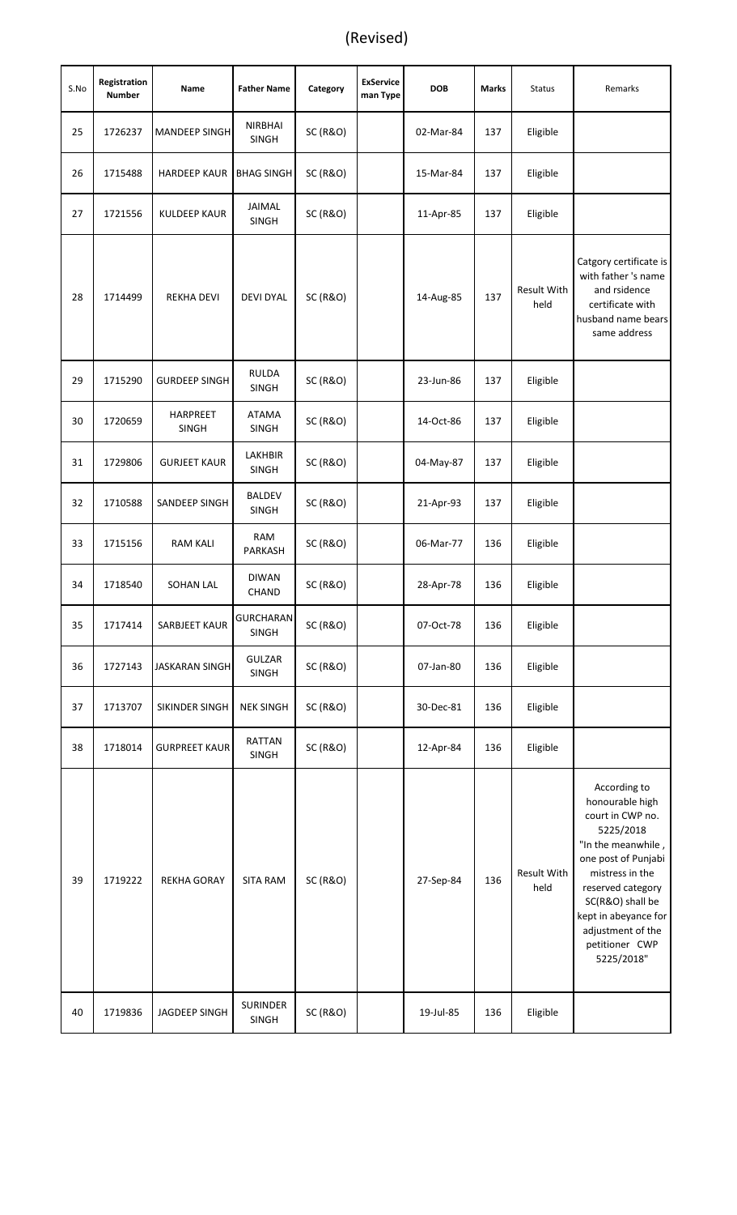(Revised)

| S.No | Registration Number | Name | Father Name | Category | ExService man Type | DOB | Marks | Status | Remarks |
|---|---|---|---|---|---|---|---|---|---|
| 25 | 1726237 | MANDEEP SINGH | NIRBHAI SINGH | SC (R&O) | | 02-Mar-84 | 137 | Eligible | |
| 26 | 1715488 | HARDEEP KAUR | BHAG SINGH | SC (R&O) | | 15-Mar-84 | 137 | Eligible | |
| 27 | 1721556 | KULDEEP KAUR | JAIMAL SINGH | SC (R&O) | | 11-Apr-85 | 137 | Eligible | |
| 28 | 1714499 | REKHA DEVI | DEVI DYAL | SC (R&O) | | 14-Aug-85 | 137 | Result With held | Catgory certificate is with father 's name and rsidence certificate with husband name bears same address |
| 29 | 1715290 | GURDEEP SINGH | RULDA SINGH | SC (R&O) | | 23-Jun-86 | 137 | Eligible | |
| 30 | 1720659 | HARPREET SINGH | ATAMA SINGH | SC (R&O) | | 14-Oct-86 | 137 | Eligible | |
| 31 | 1729806 | GURJEET KAUR | LAKHBIR SINGH | SC (R&O) | | 04-May-87 | 137 | Eligible | |
| 32 | 1710588 | SANDEEP SINGH | BALDEV SINGH | SC (R&O) | | 21-Apr-93 | 137 | Eligible | |
| 33 | 1715156 | RAM KALI | RAM PARKASH | SC (R&O) | | 06-Mar-77 | 136 | Eligible | |
| 34 | 1718540 | SOHAN LAL | DIWAN CHAND | SC (R&O) | | 28-Apr-78 | 136 | Eligible | |
| 35 | 1717414 | SARBJEET KAUR | GURCHARAN SINGH | SC (R&O) | | 07-Oct-78 | 136 | Eligible | |
| 36 | 1727143 | JASKARAN SINGH | GULZAR SINGH | SC (R&O) | | 07-Jan-80 | 136 | Eligible | |
| 37 | 1713707 | SIKINDER SINGH | NEK SINGH | SC (R&O) | | 30-Dec-81 | 136 | Eligible | |
| 38 | 1718014 | GURPREET KAUR | RATTAN SINGH | SC (R&O) | | 12-Apr-84 | 136 | Eligible | |
| 39 | 1719222 | REKHA GORAY | SITA RAM | SC (R&O) | | 27-Sep-84 | 136 | Result With held | According to honourable high court in CWP no. 5225/2018 "In the meanwhile , one post of Punjabi mistress in the reserved category SC(R&O) shall be kept in abeyance for adjustment of the petitioner CWP 5225/2018" |
| 40 | 1719836 | JAGDEEP SINGH | SURINDER SINGH | SC (R&O) | | 19-Jul-85 | 136 | Eligible | |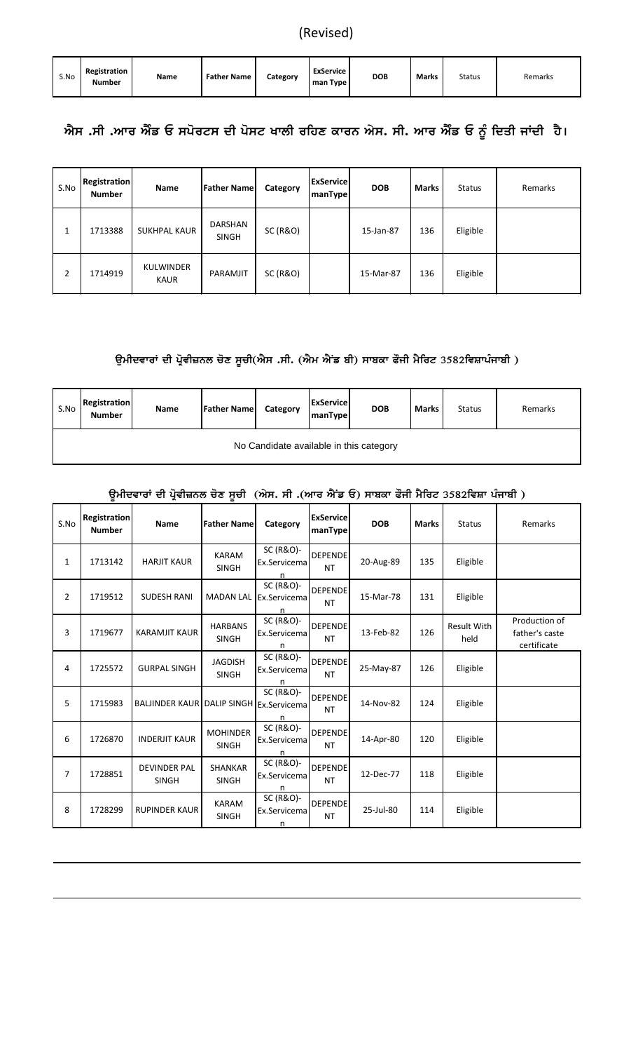(Revised)

| S.No | Registration Number | Name | Father Name | Category | ExService man Type | DOB | Marks | Status | Remarks |
|---|---|---|---|---|---|---|---|---|---|

## ਐਸ .ਸੀ .ਆਰ ਐਂਡ ਓ ਸਪੋਰਟਸ ਦੀ ਪੋਸਟ ਖਾਲੀ ਰਹਿਣ ਕਾਰਨ ਐਸ. ਸੀ. ਆਰ ਐਂਡ ਓ ਨੂੰ ਦਿਤੀ ਜਾਂਦੀ ਹੈ।

| S.No | Registration Number | Name | Father Name | Category | ExService manType | DOB | Marks | Status | Remarks |
|---|---|---|---|---|---|---|---|---|---|
| 1 | 1713388 | SUKHPAL KAUR | DARSHAN SINGH | SC (R&O) | | 15-Jan-87 | 136 | Eligible | |
| 2 | 1714919 | KULWINDER KAUR | PARAMJIT | SC (R&O) | | 15-Mar-87 | 136 | Eligible | |

### ਉਮੀਦਵਾਰਾਂ ਦੀ ਪ੍ਰੋਵੀਜ਼ਨਲ ਚੋਣ ਸੂਚੀ(ਐਸ .ਸੀ. (ਐਮ ਐਂਡ ਬੀ) ਸਾਬਕਾ ਫੌਜੀ ਮੈਰਿਟ 3582ਵਿਸ਼ਾਪੰਜਾਬੀ )

| S.No | Registration Number | Name | Father Name | Category | ExService manType | DOB | Marks | Status | Remarks |
|---|---|---|---|---|---|---|---|---|---|
| No Candidate available in this category | | | | | | | | | |

### ਉਮੀਦਵਾਰਾਂ ਦੀ ਪ੍ਰੋਵੀਜ਼ਨਲ ਚੋਣ ਸੂਚੀ (ਐਸ. ਸੀ .(ਆਰ ਐਂਡ ਓ) ਸਾਬਕਾ ਫੌਜੀ ਮੈਰਿਟ 3582ਵਿਸ਼ਾ ਪੰਜਾਬੀ )

| S.No | Registration Number | Name | Father Name | Category | ExService manType | DOB | Marks | Status | Remarks |
|---|---|---|---|---|---|---|---|---|---|
| 1 | 1713142 | HARJIT KAUR | KARAM SINGH | SC (R&O)-Ex.Serviceman | DEPENDENT | 20-Aug-89 | 135 | Eligible | |
| 2 | 1719512 | SUDESH RANI | MADAN LAL | SC (R&O)-Ex.Serviceman | DEPENDENT | 15-Mar-78 | 131 | Eligible | |
| 3 | 1719677 | KARAMJIT KAUR | HARBANS SINGH | SC (R&O)-Ex.Serviceman | DEPENDENT | 13-Feb-82 | 126 | Result With held | Production of father's caste certificate |
| 4 | 1725572 | GURPAL SINGH | JAGDISH SINGH | SC (R&O)-Ex.Serviceman | DEPENDENT | 25-May-87 | 126 | Eligible | |
| 5 | 1715983 | BALJINDER KAUR | DALIP SINGH | SC (R&O)-Ex.Serviceman | DEPENDENT | 14-Nov-82 | 124 | Eligible | |
| 6 | 1726870 | INDERJIT KAUR | MOHINDER SINGH | SC (R&O)-Ex.Serviceman | DEPENDENT | 14-Apr-80 | 120 | Eligible | |
| 7 | 1728851 | DEVINDER PAL SINGH | SHANKAR SINGH | SC (R&O)-Ex.Serviceman | DEPENDENT | 12-Dec-77 | 118 | Eligible | |
| 8 | 1728299 | RUPINDER KAUR | KARAM SINGH | SC (R&O)-Ex.Serviceman | DEPENDENT | 25-Jul-80 | 114 | Eligible | |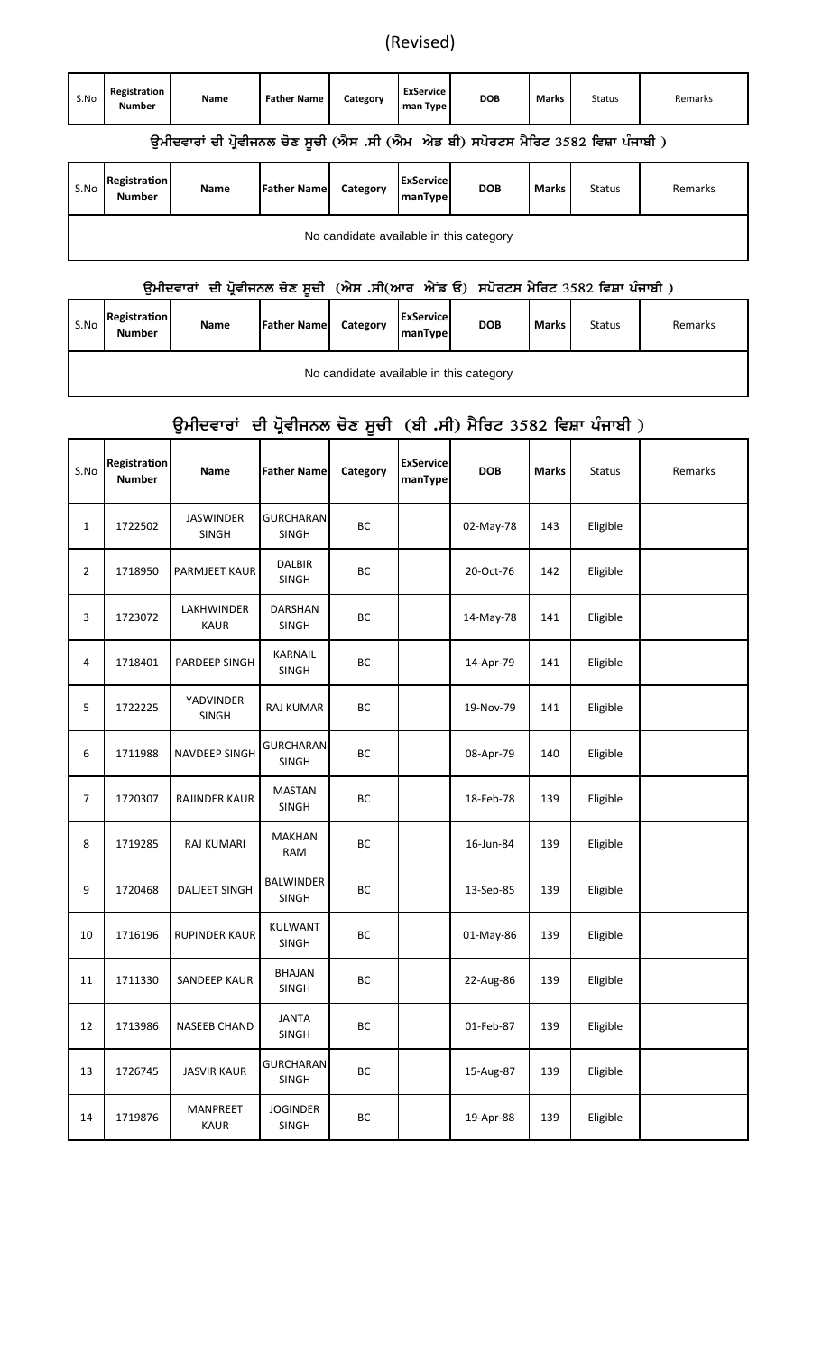(Revised)

| S.No | Registration Number | Name | Father Name | Category | ExService man Type | DOB | Marks | Status | Remarks |
|---|---|---|---|---|---|---|---|---|---|

### ਉਮੀਦਵਾਰਾਂ ਦੀ ਪ੍ਰੋਵੀਜਨਲ ਚੋਣ ਸੂਚੀ (ਐਸ .ਸੀ (ਐਮ ਐਡ ਬੀ) ਸਪੋਰਟਸ ਮੈਰਿਟ 3582 ਵਿਸ਼ਾ ਪੰਜਾਬੀ )

| S.No | Registration Number | Name | Father Name | Category | ExService manType | DOB | Marks | Status | Remarks |
|---|---|---|---|---|---|---|---|---|---|
| No candidate available in this category | | | | | | | | | |

### ਉਮੀਦਵਾਰਾਂ ਦੀ ਪ੍ਰੋਵੀਜਨਲ ਚੋਣ ਸੂਚੀ (ਐਸ .ਸੀ(ਆਰ ਐਂਡ ੳ) ਸਪੋਰਟਸ ਮੈਰਿਟ 3582 ਵਿਸ਼ਾ ਪੰਜਾਬੀ )

| S.No | Registration Number | Name | Father Name | Category | ExService manType | DOB | Marks | Status | Remarks |
|---|---|---|---|---|---|---|---|---|---|
| No candidate available in this category | | | | | | | | | |

### ਉਮੀਦਵਾਰਾਂ ਦੀ ਪ੍ਰੋਵੀਜਨਲ ਚੋਣ ਸੂਚੀ (ਬੀ .ਸੀ) ਮੈਰਿਟ 3582 ਵਿਸ਼ਾ ਪੰਜਾਬੀ )

| S.No | Registration Number | Name | Father Name | Category | ExService manType | DOB | Marks | Status | Remarks |
|---|---|---|---|---|---|---|---|---|---|
| 1 | 1722502 | JASWINDER SINGH | GURCHARAN SINGH | BC | | 02-May-78 | 143 | Eligible | |
| 2 | 1718950 | PARMJEET KAUR | DALBIR SINGH | BC | | 20-Oct-76 | 142 | Eligible | |
| 3 | 1723072 | LAKHWINDER KAUR | DARSHAN SINGH | BC | | 14-May-78 | 141 | Eligible | |
| 4 | 1718401 | PARDEEP SINGH | KARNAIL SINGH | BC | | 14-Apr-79 | 141 | Eligible | |
| 5 | 1722225 | YADVINDER SINGH | RAJ KUMAR | BC | | 19-Nov-79 | 141 | Eligible | |
| 6 | 1711988 | NAVDEEP SINGH | GURCHARAN SINGH | BC | | 08-Apr-79 | 140 | Eligible | |
| 7 | 1720307 | RAJINDER KAUR | MASTAN SINGH | BC | | 18-Feb-78 | 139 | Eligible | |
| 8 | 1719285 | RAJ KUMARI | MAKHAN RAM | BC | | 16-Jun-84 | 139 | Eligible | |
| 9 | 1720468 | DALJEET SINGH | BALWINDER SINGH | BC | | 13-Sep-85 | 139 | Eligible | |
| 10 | 1716196 | RUPINDER KAUR | KULWANT SINGH | BC | | 01-May-86 | 139 | Eligible | |
| 11 | 1711330 | SANDEEP KAUR | BHAJAN SINGH | BC | | 22-Aug-86 | 139 | Eligible | |
| 12 | 1713986 | NASEEB CHAND | JANTA SINGH | BC | | 01-Feb-87 | 139 | Eligible | |
| 13 | 1726745 | JASVIR KAUR | GURCHARAN SINGH | BC | | 15-Aug-87 | 139 | Eligible | |
| 14 | 1719876 | MANPREET KAUR | JOGINDER SINGH | BC | | 19-Apr-88 | 139 | Eligible | |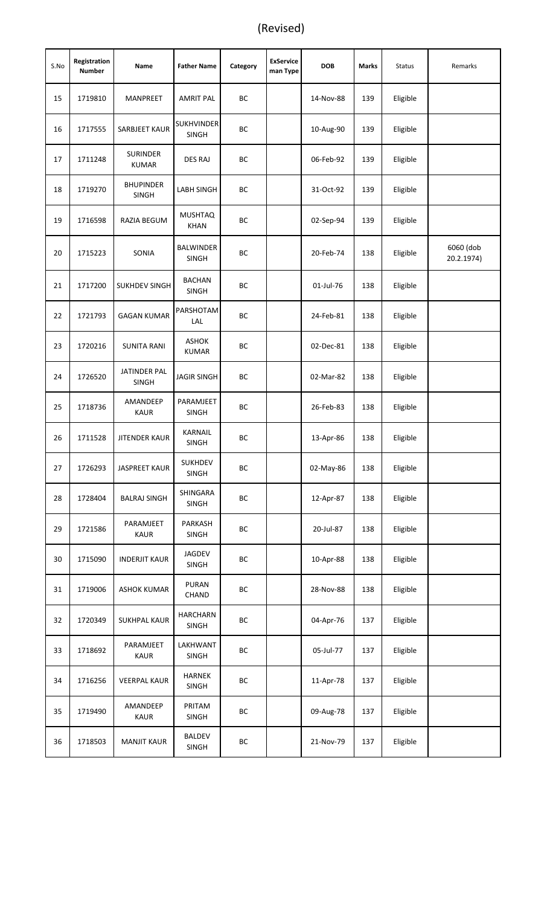(Revised)

| S.No | Registration Number | Name | Father Name | Category | ExService man Type | DOB | Marks | Status | Remarks |
|---|---|---|---|---|---|---|---|---|---|
| 15 | 1719810 | MANPREET | AMRIT PAL | BC | | 14-Nov-88 | 139 | Eligible | |
| 16 | 1717555 | SARBJEET KAUR | SUKHVINDER SINGH | BC | | 10-Aug-90 | 139 | Eligible | |
| 17 | 1711248 | SURINDER KUMAR | DES RAJ | BC | | 06-Feb-92 | 139 | Eligible | |
| 18 | 1719270 | BHUPINDER SINGH | LABH SINGH | BC | | 31-Oct-92 | 139 | Eligible | |
| 19 | 1716598 | RAZIA BEGUM | MUSHTAQ KHAN | BC | | 02-Sep-94 | 139 | Eligible | |
| 20 | 1715223 | SONIA | BALWINDER SINGH | BC | | 20-Feb-74 | 138 | Eligible | 6060 (dob 20.2.1974) |
| 21 | 1717200 | SUKHDEV SINGH | BACHAN SINGH | BC | | 01-Jul-76 | 138 | Eligible | |
| 22 | 1721793 | GAGAN KUMAR | PARSHOTAM LAL | BC | | 24-Feb-81 | 138 | Eligible | |
| 23 | 1720216 | SUNITA RANI | ASHOK KUMAR | BC | | 02-Dec-81 | 138 | Eligible | |
| 24 | 1726520 | JATINDER PAL SINGH | JAGIR SINGH | BC | | 02-Mar-82 | 138 | Eligible | |
| 25 | 1718736 | AMANDEEP KAUR | PARAMJEET SINGH | BC | | 26-Feb-83 | 138 | Eligible | |
| 26 | 1711528 | JITENDER KAUR | KARNAIL SINGH | BC | | 13-Apr-86 | 138 | Eligible | |
| 27 | 1726293 | JASPREET KAUR | SUKHDEV SINGH | BC | | 02-May-86 | 138 | Eligible | |
| 28 | 1728404 | BALRAJ SINGH | SHINGARA SINGH | BC | | 12-Apr-87 | 138 | Eligible | |
| 29 | 1721586 | PARAMJEET KAUR | PARKASH SINGH | BC | | 20-Jul-87 | 138 | Eligible | |
| 30 | 1715090 | INDERJIT KAUR | JAGDEV SINGH | BC | | 10-Apr-88 | 138 | Eligible | |
| 31 | 1719006 | ASHOK KUMAR | PURAN CHAND | BC | | 28-Nov-88 | 138 | Eligible | |
| 32 | 1720349 | SUKHPAL KAUR | HARCHARN SINGH | BC | | 04-Apr-76 | 137 | Eligible | |
| 33 | 1718692 | PARAMJEET KAUR | LAKHWANT SINGH | BC | | 05-Jul-77 | 137 | Eligible | |
| 34 | 1716256 | VEERPAL KAUR | HARNEK SINGH | BC | | 11-Apr-78 | 137 | Eligible | |
| 35 | 1719490 | AMANDEEP KAUR | PRITAM SINGH | BC | | 09-Aug-78 | 137 | Eligible | |
| 36 | 1718503 | MANJIT KAUR | BALDEV SINGH | BC | | 21-Nov-79 | 137 | Eligible | |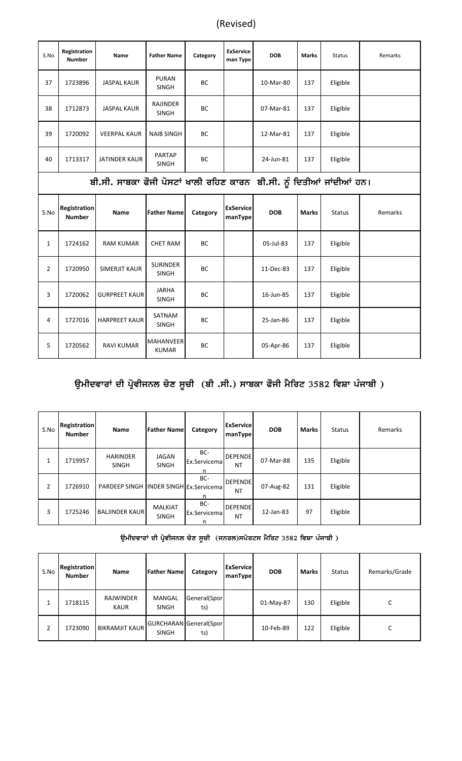(Revised)

| S.No | Registration Number | Name | Father Name | Category | ExService man Type | DOB | Marks | Status | Remarks |
|---|---|---|---|---|---|---|---|---|---|
| 37 | 1723896 | JASPAL KAUR | PURAN SINGH | BC | | 10-Mar-80 | 137 | Eligible | |
| 38 | 1712873 | JASPAL KAUR | RAJINDER SINGH | BC | | 07-Mar-81 | 137 | Eligible | |
| 39 | 1720092 | VEERPAL KAUR | NAIB SINGH | BC | | 12-Mar-81 | 137 | Eligible | |
| 40 | 1713317 | JATINDER KAUR | PARTAP SINGH | BC | | 24-Jun-81 | 137 | Eligible | |

## ਬੀ.ਸੀ. ਸਾਬਕਾ ਫੌਜੀ ਪੋਸਟਾਂ ਖਾਲੀ ਰਹਿਣ ਕਾਰਨ ਬੀ.ਸੀ. ਨੂੰ ਦਿਤੀਆਂ ਜਾਂਦੀਆਂ ਹਨ।

| S.No | Registration Number | Name | Father Name | Category | ExService manType | DOB | Marks | Status | Remarks |
|---|---|---|---|---|---|---|---|---|---|
| 1 | 1724162 | RAM KUMAR | CHET RAM | BC | | 05-Jul-83 | 137 | Eligible | |
| 2 | 1720950 | SIMERJIT KAUR | SURINDER SINGH | BC | | 11-Dec-83 | 137 | Eligible | |
| 3 | 1720062 | GURPREET KAUR | JARHA SINGH | BC | | 16-Jun-85 | 137 | Eligible | |
| 4 | 1727016 | HARPREET KAUR | SATNAM SINGH | BC | | 25-Jan-86 | 137 | Eligible | |
| 5 | 1720562 | RAVI KUMAR | MAHANVEER KUMAR | BC | | 05-Apr-86 | 137 | Eligible | |

## ਉਮੀਦਵਾਰਾਂ ਦੀ ਪ੍ਰੋਵੀਜਨਲ ਚੋਣ ਸੂਚੀ (ਬੀ .ਸੀ.) ਸਾਬਕਾ ਫੌਜੀ ਮੈਰਿਟ 3582 ਵਿਸ਼ਾ ਪੰਜਾਬੀ )

| S.No | Registration Number | Name | Father Name | Category | ExService manType | DOB | Marks | Status | Remarks |
|---|---|---|---|---|---|---|---|---|---|
| 1 | 1719957 | HARINDER SINGH | JAGAN SINGH | BC-Ex.Serviceman | DEPENDENT | 07-Mar-88 | 135 | Eligible | |
| 2 | 1726910 | PARDEEP SINGH | INDER SINGH | BC-Ex.Serviceman | DEPENDENT | 07-Aug-82 | 131 | Eligible | |
| 3 | 1725246 | BALJINDER KAUR | MALKIAT SINGH | BC-Ex.Serviceman | DEPENDENT | 12-Jan-83 | 97 | Eligible | |

### ਉਮੀਦਵਾਰਾਂ ਦੀ ਪ੍ਰੋਵੀਜਨਲ ਚੋਣ ਸੂਚੀ (ਜਨਰਲ)ਸਪੋਰਟਸ ਮੈਰਿਟ 3582 ਵਿਸ਼ਾ ਪੰਜਾਬੀ )

| S.No | Registration Number | Name | Father Name | Category | ExService manType | DOB | Marks | Status | Remarks/Grade |
|---|---|---|---|---|---|---|---|---|---|
| 1 | 1718115 | RAJWINDER KAUR | MANGAL SINGH | General(Sports) | | 01-May-87 | 130 | Eligible | C |
| 2 | 1723090 | BIKRAMJIT KAUR | GURCHARAN SINGH | General(Sports) | | 10-Feb-89 | 122 | Eligible | C |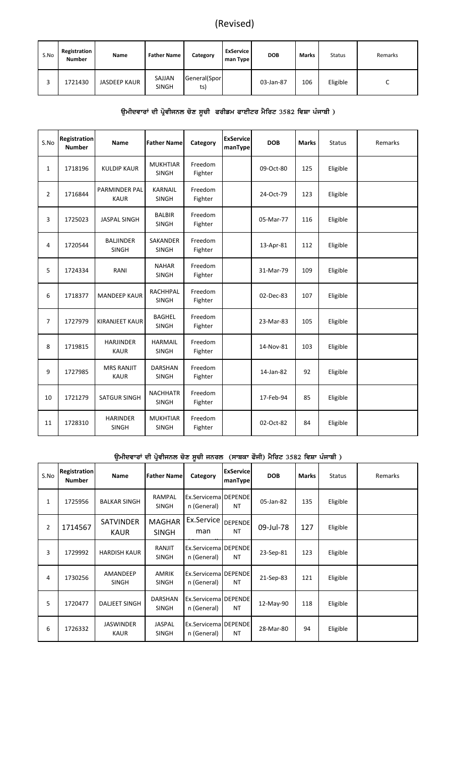(Revised)

| S.No | Registration Number | Name | Father Name | Category | ExService man Type | DOB | Marks | Status | Remarks |
|---|---|---|---|---|---|---|---|---|---|
| 3 | 1721430 | JASDEEP KAUR | SAJJAN SINGH | General(Sports) | | 03-Jan-87 | 106 | Eligible | C |

### ਉਮੀਦਵਾਰਾਂ ਦੀ ਪ੍ਰੋਵੀਜਨਲ ਚੋਣ ਸੂਚੀ ਫਰੀਡਮ ਫਾਈਟਰ ਮੈਰਿਟ 3582 ਵਿਸ਼ਾ ਪੰਜਾਬੀ )

| S.No | Registration Number | Name | Father Name | Category | ExService manType | DOB | Marks | Status | Remarks |
|---|---|---|---|---|---|---|---|---|---|
| 1 | 1718196 | KULDIP KAUR | MUKHTIAR SINGH | Freedom Fighter | | 09-Oct-80 | 125 | Eligible | |
| 2 | 1716844 | PARMINDER PAL KAUR | KARNAIL SINGH | Freedom Fighter | | 24-Oct-79 | 123 | Eligible | |
| 3 | 1725023 | JASPAL SINGH | BALBIR SINGH | Freedom Fighter | | 05-Mar-77 | 116 | Eligible | |
| 4 | 1720544 | BALJINDER SINGH | SAKANDER SINGH | Freedom Fighter | | 13-Apr-81 | 112 | Eligible | |
| 5 | 1724334 | RANI | NAHAR SINGH | Freedom Fighter | | 31-Mar-79 | 109 | Eligible | |
| 6 | 1718377 | MANDEEP KAUR | RACHHPAL SINGH | Freedom Fighter | | 02-Dec-83 | 107 | Eligible | |
| 7 | 1727979 | KIRANJEET KAUR | BAGHEL SINGH | Freedom Fighter | | 23-Mar-83 | 105 | Eligible | |
| 8 | 1719815 | HARJINDER KAUR | HARMAIL SINGH | Freedom Fighter | | 14-Nov-81 | 103 | Eligible | |
| 9 | 1727985 | MRS RANJIT KAUR | DARSHAN SINGH | Freedom Fighter | | 14-Jan-82 | 92 | Eligible | |
| 10 | 1721279 | SATGUR SINGH | NACHHATR SINGH | Freedom Fighter | | 17-Feb-94 | 85 | Eligible | |
| 11 | 1728310 | HARINDER SINGH | MUKHTIAR SINGH | Freedom Fighter | | 02-Oct-82 | 84 | Eligible | |

### ਉਮੀਦਵਾਰਾਂ ਦੀ ਪ੍ਰੋਵੀਜਨਲ ਚੋਣ ਸੂਚੀ ਜਨਰਲ (ਸਾਬਕਾ ਫੌਜੀ) ਮੈਰਿਟ 3582 ਵਿਸ਼ਾ ਪੰਜਾਬੀ )

| S.No | Registration Number | Name | Father Name | Category | ExService manType | DOB | Marks | Status | Remarks |
|---|---|---|---|---|---|---|---|---|---|
| 1 | 1725956 | BALKAR SINGH | RAMPAL SINGH | Ex.Serviceman (General) | DEPENDENT | 05-Jan-82 | 135 | Eligible | |
| 2 | 1714567 | SATVINDER KAUR | MAGHAR SINGH | Ex.Serviceman | DEPENDENT | 09-Jul-78 | 127 | Eligible | |
| 3 | 1729992 | HARDISH KAUR | RANJIT SINGH | Ex.Serviceman (General) | DEPENDENT | 23-Sep-81 | 123 | Eligible | |
| 4 | 1730256 | AMANDEEP SINGH | AMRIK SINGH | Ex.Serviceman (General) | DEPENDENT | 21-Sep-83 | 121 | Eligible | |
| 5 | 1720477 | DALJEET SINGH | DARSHAN SINGH | Ex.Serviceman (General) | DEPENDENT | 12-May-90 | 118 | Eligible | |
| 6 | 1726332 | JASWINDER KAUR | JASPAL SINGH | Ex.Serviceman (General) | DEPENDENT | 28-Mar-80 | 94 | Eligible | |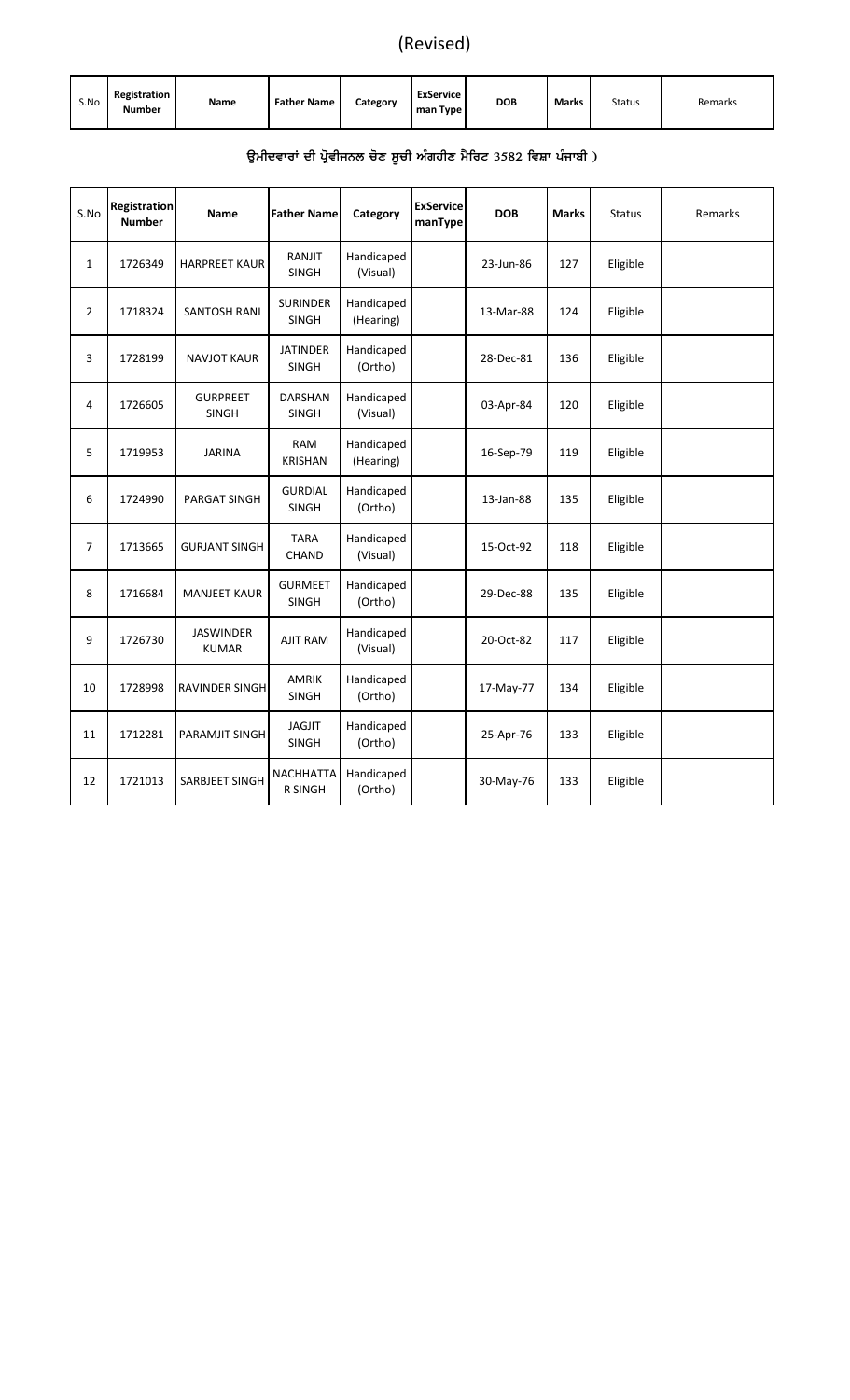(Revised)

| S.No | Registration Number | Name | Father Name | Category | ExService man Type | DOB | Marks | Status | Remarks |
|---|---|---|---|---|---|---|---|---|---|

ਉਮੀਦਵਾਰਾਂ ਦੀ ਪ੍ਰੋਵੀਜਨਲ ਚੋਣ ਸੂਚੀ ਅੰਗਹੀਣ ਮੈਰਿਟ 3582 ਵਿਸ਼ਾ ਪੰਜਾਬੀ )

| S.No | Registration Number | Name | Father Name | Category | ExService manType | DOB | Marks | Status | Remarks |
|---|---|---|---|---|---|---|---|---|---|
| 1 | 1726349 | HARPREET KAUR | RANJIT SINGH | Handicaped (Visual) | | 23-Jun-86 | 127 | Eligible | |
| 2 | 1718324 | SANTOSH RANI | SURINDER SINGH | Handicaped (Hearing) | | 13-Mar-88 | 124 | Eligible | |
| 3 | 1728199 | NAVJOT KAUR | JATINDER SINGH | Handicaped (Ortho) | | 28-Dec-81 | 136 | Eligible | |
| 4 | 1726605 | GURPREET SINGH | DARSHAN SINGH | Handicaped (Visual) | | 03-Apr-84 | 120 | Eligible | |
| 5 | 1719953 | JARINA | RAM KRISHAN | Handicaped (Hearing) | | 16-Sep-79 | 119 | Eligible | |
| 6 | 1724990 | PARGAT SINGH | GURDIAL SINGH | Handicaped (Ortho) | | 13-Jan-88 | 135 | Eligible | |
| 7 | 1713665 | GURJANT SINGH | TARA CHAND | Handicaped (Visual) | | 15-Oct-92 | 118 | Eligible | |
| 8 | 1716684 | MANJEET KAUR | GURMEET SINGH | Handicaped (Ortho) | | 29-Dec-88 | 135 | Eligible | |
| 9 | 1726730 | JASWINDER KUMAR | AJIT RAM | Handicaped (Visual) | | 20-Oct-82 | 117 | Eligible | |
| 10 | 1728998 | RAVINDER SINGH | AMRIK SINGH | Handicaped (Ortho) | | 17-May-77 | 134 | Eligible | |
| 11 | 1712281 | PARAMJIT SINGH | JAGJIT SINGH | Handicaped (Ortho) | | 25-Apr-76 | 133 | Eligible | |
| 12 | 1721013 | SARBJEET SINGH | NACHHATTAR SINGH | Handicaped (Ortho) | | 30-May-76 | 133 | Eligible | |